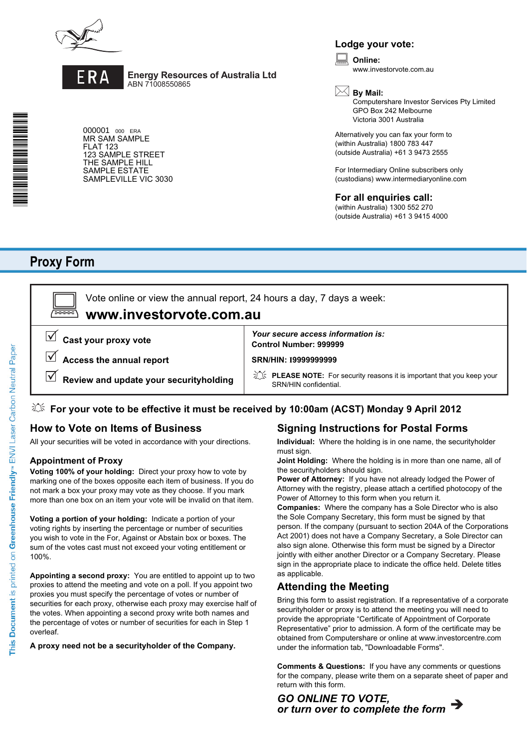ERA

**Energy Resources of Australia Ltd**
ABN 71008550865

000001 000 ERA
MR SAM SAMPLE
FLAT 123
123 SAMPLE STREET
THE SAMPLE HILL
SAMPLE ESTATE
SAMPLEVILLE VIC 3030

## Lodge your vote:

**Online:**
www.investorvote.com.au

**By Mail:**
Computershare Investor Services Pty Limited
GPO Box 242 Melbourne
Victoria 3001 Australia

Alternatively you can fax your form to
(within Australia) 1800 783 447
(outside Australia) +61 3 9473 2555

For Intermediary Online subscribers only
(custodians) www.intermediaryonline.com

## For all enquiries call:

(within Australia) 1300 552 270
(outside Australia) +61 3 9415 4000

# Proxy Form

Vote online or view the annual report, 24 hours a day, 7 days a week:

**www.investorvote.com.au**

- ☑ **Cast your proxy vote**
- ☑ **Access the annual report**
- ☑ **Review and update your securityholding**

***Your secure access information is:***

**Control Number: 999999**

**SRN/HIN: I9999999999**

**PLEASE NOTE:** For security reasons it is important that you keep your SRN/HIN confidential.

**For your vote to be effective it must be received by 10:00am (ACST) Monday 9 April 2012**

## How to Vote on Items of Business

All your securities will be voted in accordance with your directions.

### Appointment of Proxy

**Voting 100% of your holding:** Direct your proxy how to vote by marking one of the boxes opposite each item of business. If you do not mark a box your proxy may vote as they choose. If you mark more than one box on an item your vote will be invalid on that item.

**Voting a portion of your holding:** Indicate a portion of your voting rights by inserting the percentage or number of securities you wish to vote in the For, Against or Abstain box or boxes. The sum of the votes cast must not exceed your voting entitlement or 100%.

**Appointing a second proxy:** You are entitled to appoint up to two proxies to attend the meeting and vote on a poll. If you appoint two proxies you must specify the percentage of votes or number of securities for each proxy, otherwise each proxy may exercise half of the votes. When appointing a second proxy write both names and the percentage of votes or number of securities for each in Step 1 overleaf.

**A proxy need not be a securityholder of the Company.**

## Signing Instructions for Postal Forms

**Individual:** Where the holding is in one name, the securityholder must sign.

**Joint Holding:** Where the holding is in more than one name, all of the securityholders should sign.

**Power of Attorney:** If you have not already lodged the Power of Attorney with the registry, please attach a certified photocopy of the Power of Attorney to this form when you return it.

**Companies:** Where the company has a Sole Director who is also the Sole Company Secretary, this form must be signed by that person. If the company (pursuant to section 204A of the Corporations Act 2001) does not have a Company Secretary, a Sole Director can also sign alone. Otherwise this form must be signed by a Director jointly with either another Director or a Company Secretary. Please sign in the appropriate place to indicate the office held. Delete titles as applicable.

## Attending the Meeting

Bring this form to assist registration. If a representative of a corporate securityholder or proxy is to attend the meeting you will need to provide the appropriate "Certificate of Appointment of Corporate Representative" prior to admission. A form of the certificate may be obtained from Computershare or online at www.investorcentre.com under the information tab, "Downloadable Forms".

**Comments & Questions:** If you have any comments or questions for the company, please write them on a separate sheet of paper and return with this form.

***GO ONLINE TO VOTE, or turn over to complete the form*** ➔

This Document is printed on Greenhouse Friendly™ ENVI Laser Carbon Neutral Paper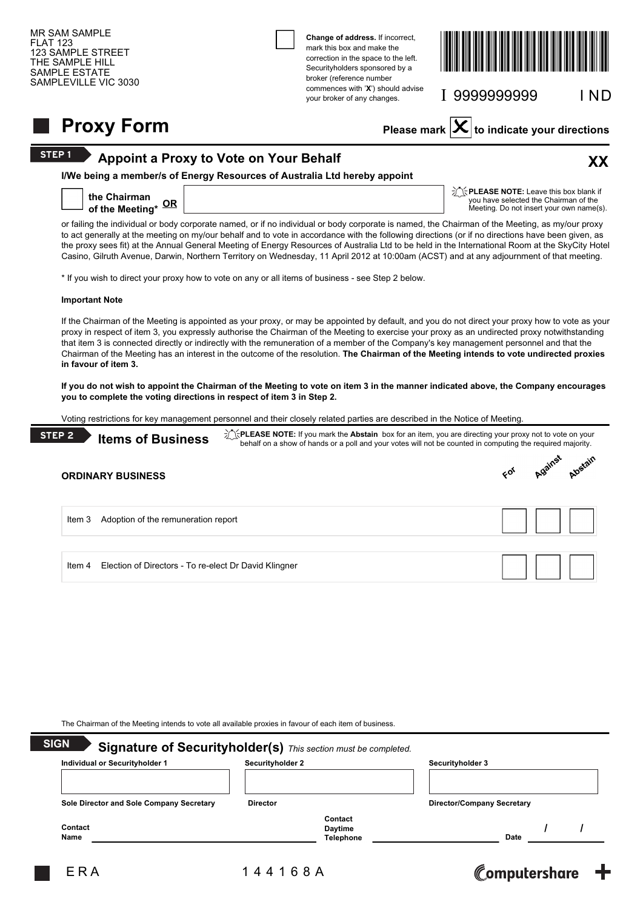MR SAM SAMPLE
FLAT 123
123 SAMPLE STREET
THE SAMPLE HILL
SAMPLE ESTATE
SAMPLEVILLE VIC 3030

☐ **Change of address.** If incorrect, mark this box and make the correction in the space to the left. Securityholders sponsored by a broker (reference number commences with '**X**') should advise your broker of any changes.

I 9999999999 I ND

# Proxy Form

**Please mark ☒ to indicate your directions**

## STEP 1 Appoint a Proxy to Vote on Your Behalf

**XX**

**I/We being a member/s of Energy Resources of Australia Ltd hereby appoint**

☐ **the Chairman of the Meeting*** **OR** ____________________

**PLEASE NOTE:** Leave this box blank if you have selected the Chairman of the Meeting. Do not insert your own name(s).

or failing the individual or body corporate named, or if no individual or body corporate is named, the Chairman of the Meeting, as my/our proxy to act generally at the meeting on my/our behalf and to vote in accordance with the following directions (or if no directions have been given, as the proxy sees fit) at the Annual General Meeting of Energy Resources of Australia Ltd to be held in the International Room at the SkyCity Hotel Casino, Gilruth Avenue, Darwin, Northern Territory on Wednesday, 11 April 2012 at 10:00am (ACST) and at any adjournment of that meeting.

* If you wish to direct your proxy how to vote on any or all items of business - see Step 2 below.

**Important Note**

If the Chairman of the Meeting is appointed as your proxy, or may be appointed by default, and you do not direct your proxy how to vote as your proxy in respect of item 3, you expressly authorise the Chairman of the Meeting to exercise your proxy as an undirected proxy notwithstanding that item 3 is connected directly or indirectly with the remuneration of a member of the Company's key management personnel and that the Chairman of the Meeting has an interest in the outcome of the resolution. **The Chairman of the Meeting intends to vote undirected proxies in favour of item 3.**

**If you do not wish to appoint the Chairman of the Meeting to vote on item 3 in the manner indicated above, the Company encourages you to complete the voting directions in respect of item 3 in Step 2.**

Voting restrictions for key management personnel and their closely related parties are described in the Notice of Meeting.

## STEP 2 Items of Business

**PLEASE NOTE:** If you mark the **Abstain** box for an item, you are directing your proxy not to vote on your behalf on a show of hands or a poll and your votes will not be counted in computing the required majority.

| ORDINARY BUSINESS | For | Against | Abstain |
|---|---|---|---|
| Item 3 Adoption of the remuneration report | ☐ | ☐ | ☐ |
| Item 4 Election of Directors - To re-elect Dr David Klingner | ☐ | ☐ | ☐ |

The Chairman of the Meeting intends to vote all available proxies in favour of each item of business.

## SIGN Signature of Securityholder(s) *This section must be completed.*

| Individual or Securityholder 1 | Securityholder 2 | Securityholder 3 |
|---|---|---|
| | | |
| Sole Director and Sole Company Secretary | Director | Director/Company Secretary |

Contact Name ____________________ Contact Daytime Telephone ____________________ Date ___ / ___ / ___

ERA 144168A

Computershare